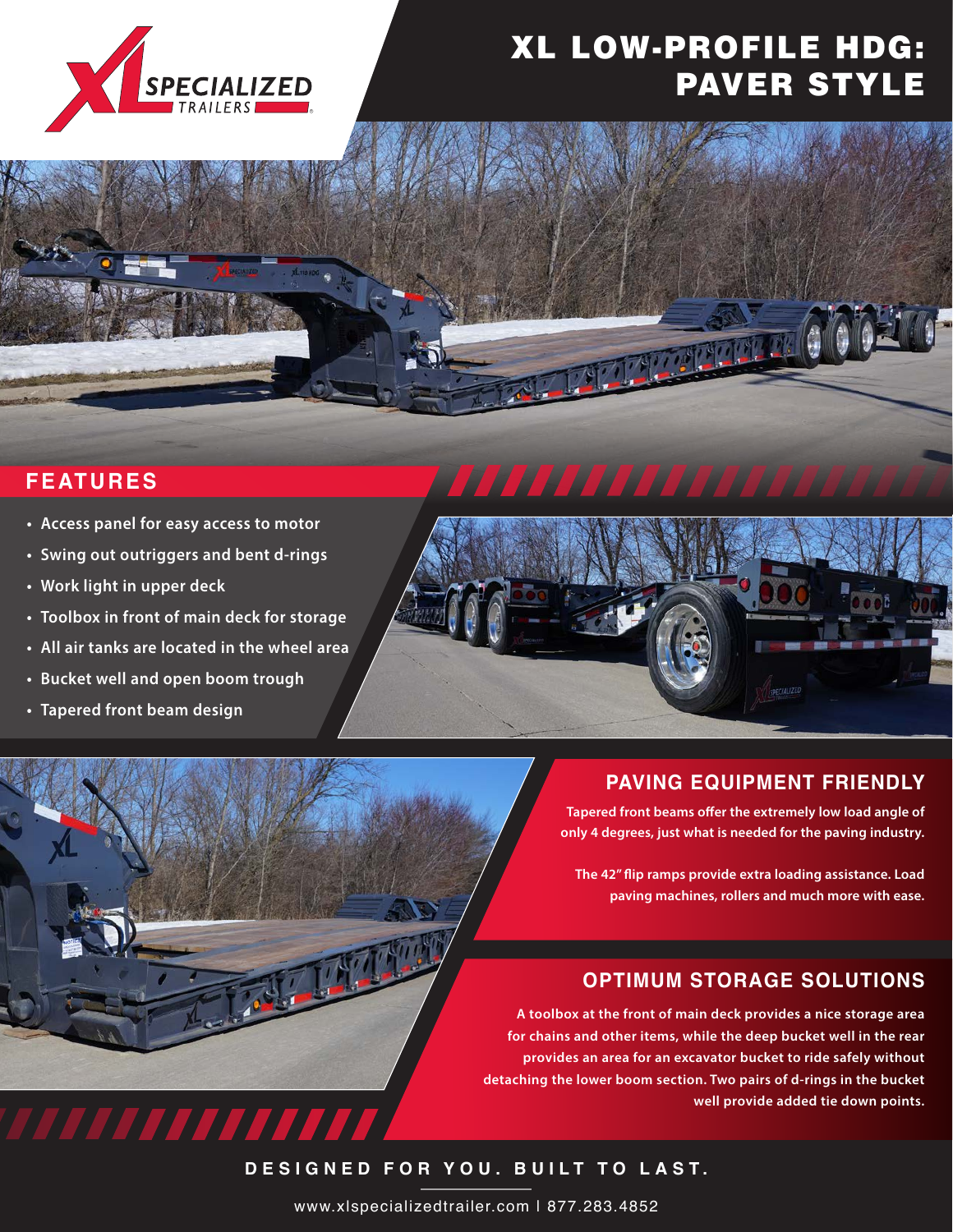# XL LOW-PROFILE HDG: PAVER STYLE

## FEATURES

- Access panel for easy access to motor
- Swing out outriggers and bent d-rings
- Work light in upper deck
- Toolbox in front of main deck for storage
- All air tanks are located in the wheel area
- Bucket well and open boom trough
- Tapered front beam design

## PAVING EQUIPMENT FRIENDLY

**Tapered front beams offer the extremely low load angle of only 4 degrees, just what is needed for the paving industry.**

**The 42" flip ramps provide extra loading assistance. Load paving machines, rollers and much more with ease.**

## OPTIMUM STORAGE SOLUTIONS

**A toolbox at the front of main deck provides a nice storage area for chains and other items, while the deep bucket well in the rear provides an area for an excavator bucket to ride safely without detaching the lower boom section. Two pairs of d-rings in the bucket well provide added tie down points.**

**DESIGNED FOR YOU. BUILT TO LAST.**

www.xlspecializedtrailer.com | 877.283.4852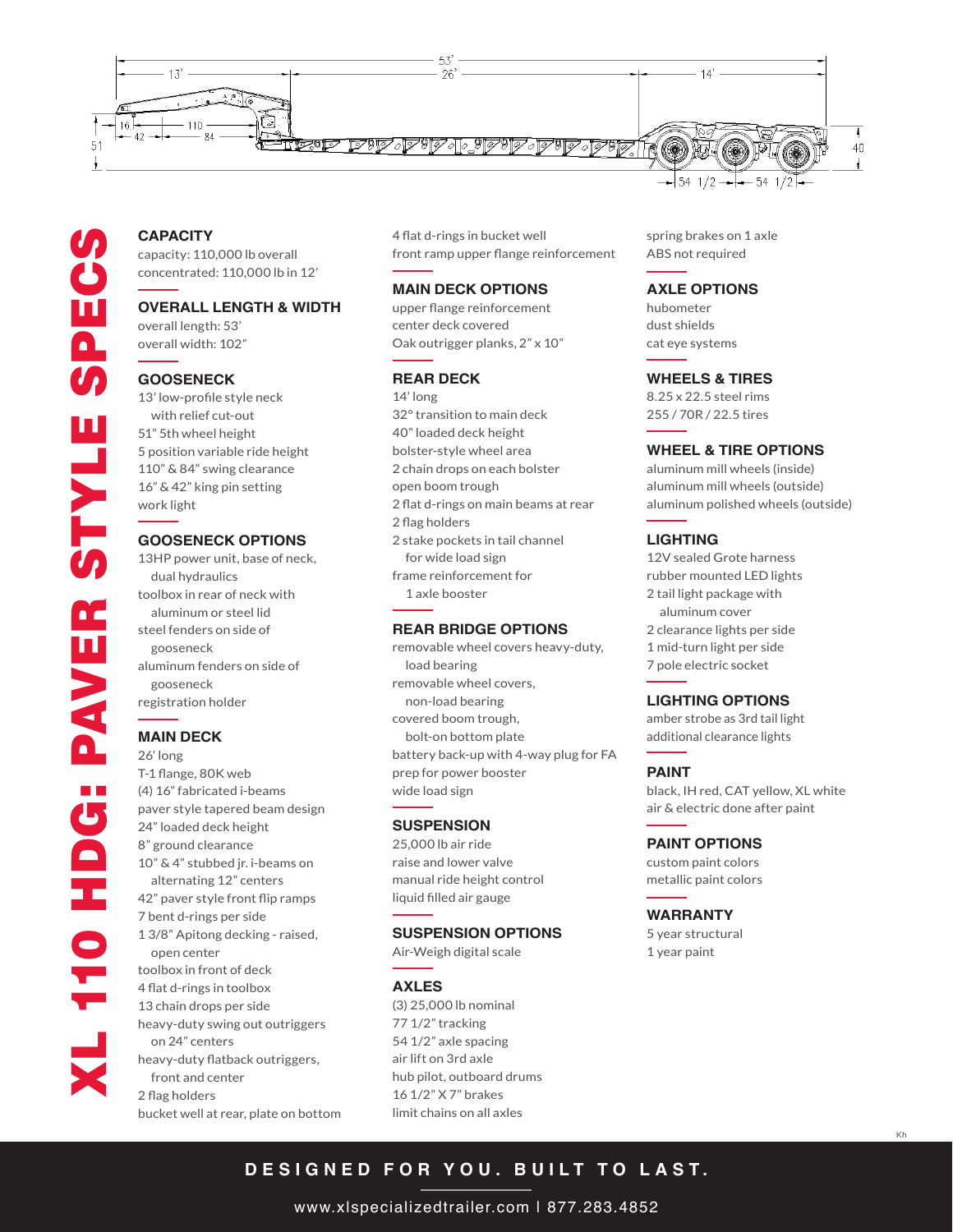53'
26'
13'
14'
16
110
42
84
51
40
54 1/2
54 1/2

# XL 110 HDG: PAVER STYLE SPECS

### CAPACITY

capacity: 110,000 lb overall
concentrated: 110,000 lb in 12'

### OVERALL LENGTH & WIDTH

overall length: 53'
overall width: 102"

### GOOSENECK

13' low-profile style neck with relief cut-out
51" 5th wheel height
5 position variable ride height
110" & 84" swing clearance
16" & 42" king pin setting
work light

### GOOSENECK OPTIONS

13HP power unit, base of neck, dual hydraulics
toolbox in rear of neck with aluminum or steel lid
steel fenders on side of gooseneck
aluminum fenders on side of gooseneck
registration holder

### MAIN DECK

26' long
T-1 flange, 80K web
(4) 16" fabricated i-beams
paver style tapered beam design
24" loaded deck height
8" ground clearance
10" & 4" stubbed jr. i-beams on alternating 12" centers
42" paver style front flip ramps
7 bent d-rings per side
1 3/8" Apitong decking - raised, open center
toolbox in front of deck
4 flat d-rings in toolbox
13 chain drops per side
heavy-duty swing out outriggers on 24" centers
heavy-duty flatback outriggers, front and center
2 flag holders
bucket well at rear, plate on bottom
4 flat d-rings in bucket well
front ramp upper flange reinforcement

### MAIN DECK OPTIONS

upper flange reinforcement
center deck covered
Oak outrigger planks, 2" x 10"

### REAR DECK

14' long
32° transition to main deck
40" loaded deck height
bolster-style wheel area
2 chain drops on each bolster
open boom trough
2 flat d-rings on main beams at rear
2 flag holders
2 stake pockets in tail channel for wide load sign
frame reinforcement for 1 axle booster

### REAR BRIDGE OPTIONS

removable wheel covers heavy-duty, load bearing
removable wheel covers, non-load bearing
covered boom trough, bolt-on bottom plate
battery back-up with 4-way plug for FA
prep for power booster
wide load sign

### SUSPENSION

25,000 lb air ride
raise and lower valve
manual ride height control
liquid filled air gauge

### SUSPENSION OPTIONS

Air-Weigh digital scale

### AXLES

(3) 25,000 lb nominal
77 1/2" tracking
54 1/2" axle spacing
air lift on 3rd axle
hub pilot, outboard drums
16 1/2" X 7" brakes
limit chains on all axles
spring brakes on 1 axle
ABS not required

### AXLE OPTIONS

hubometer
dust shields
cat eye systems

### WHEELS & TIRES

8.25 x 22.5 steel rims
255 / 70R / 22.5 tires

### WHEEL & TIRE OPTIONS

aluminum mill wheels (inside)
aluminum mill wheels (outside)
aluminum polished wheels (outside)

### LIGHTING

12V sealed Grote harness
rubber mounted LED lights
2 tail light package with aluminum cover
2 clearance lights per side
1 mid-turn light per side
7 pole electric socket

### LIGHTING OPTIONS

amber strobe as 3rd tail light
additional clearance lights

### PAINT

black, IH red, CAT yellow, XL white
air & electric done after paint

### PAINT OPTIONS

custom paint colors
metallic paint colors

### WARRANTY

5 year structural
1 year paint

Kh

**DESIGNED FOR YOU. BUILT TO LAST.**

www.xlspecializedtrailer.com | 877.283.4852